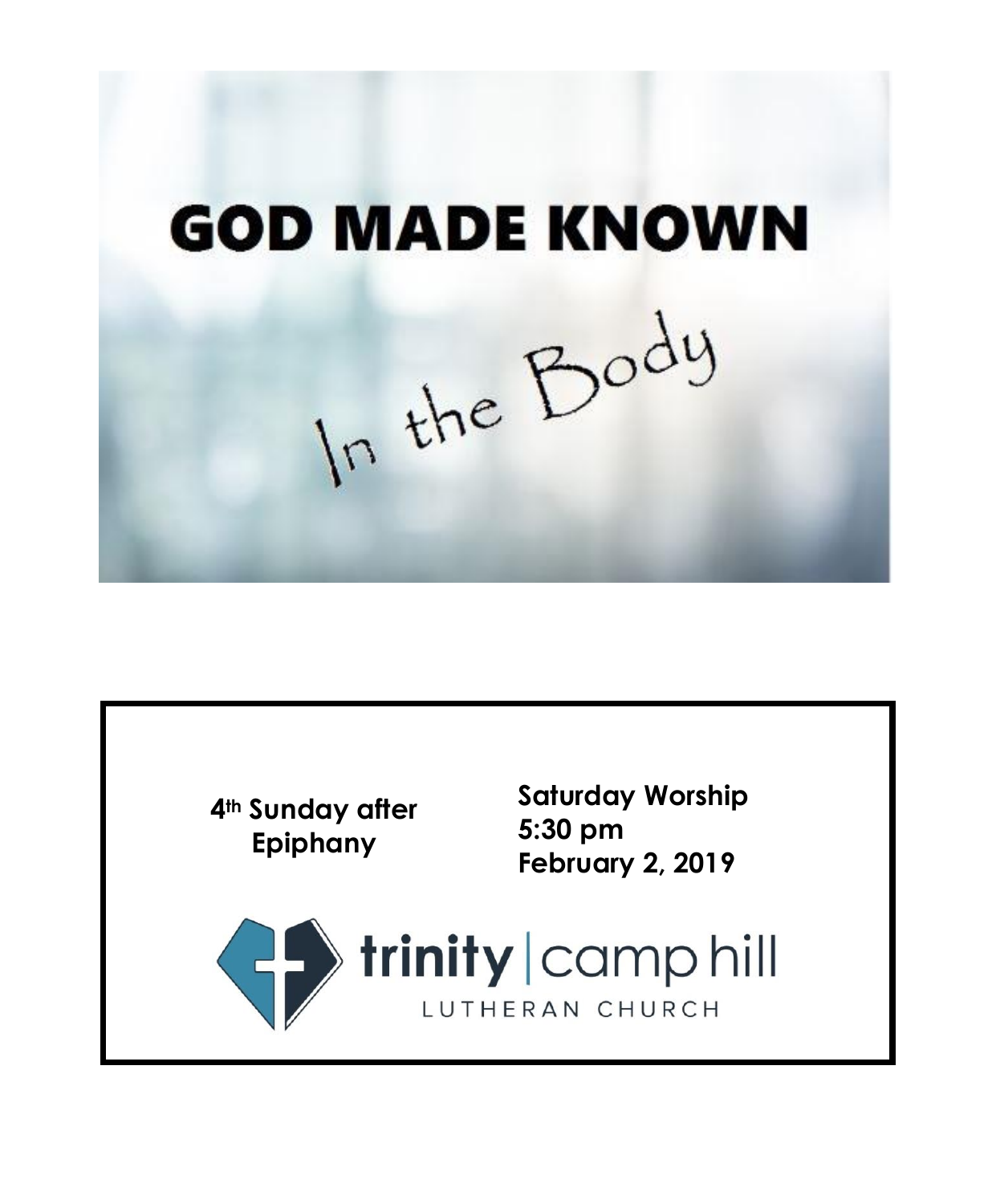# GOD MADE KNOWN

*In the Body*

**4th Sunday after Epiphany**

**Saturday Worship**
**5:30 pm**
**February 2, 2019**

trinity | camp hill
LUTHERAN CHURCH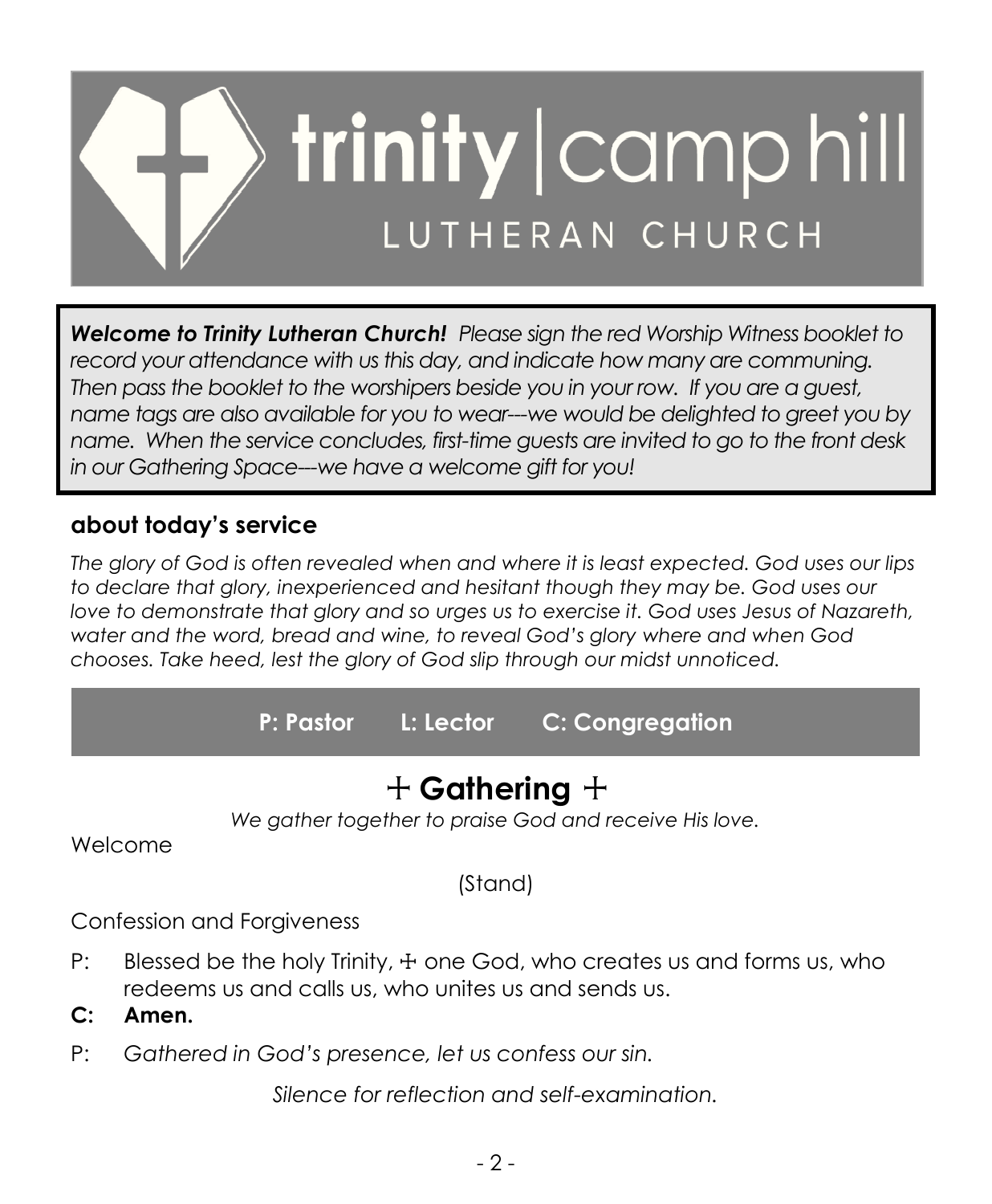# trinity | camp hill
## LUTHERAN CHURCH

***Welcome to Trinity Lutheran Church!*** *Please sign the red Worship Witness booklet to record your attendance with us this day, and indicate how many are communing. Then pass the booklet to the worshipers beside you in your row. If you are a guest, name tags are also available for you to wear---we would be delighted to greet you by name. When the service concludes, first-time guests are invited to go to the front desk in our Gathering Space---we have a welcome gift for you!*

### about today's service

*The glory of God is often revealed when and where it is least expected. God uses our lips to declare that glory, inexperienced and hesitant though they may be. God uses our love to demonstrate that glory and so urges us to exercise it. God uses Jesus of Nazareth, water and the word, bread and wine, to reveal God's glory where and when God chooses. Take heed, lest the glory of God slip through our midst unnoticed.*

**P: Pastor    L: Lector    C: Congregation**

## + Gathering +

*We gather together to praise God and receive His love.*

Welcome

(Stand)

Confession and Forgiveness

P: Blessed be the holy Trinity, ☩ one God, who creates us and forms us, who redeems us and calls us, who unites us and sends us.

**C: Amen.**

P: *Gathered in God's presence, let us confess our sin.*

*Silence for reflection and self-examination.*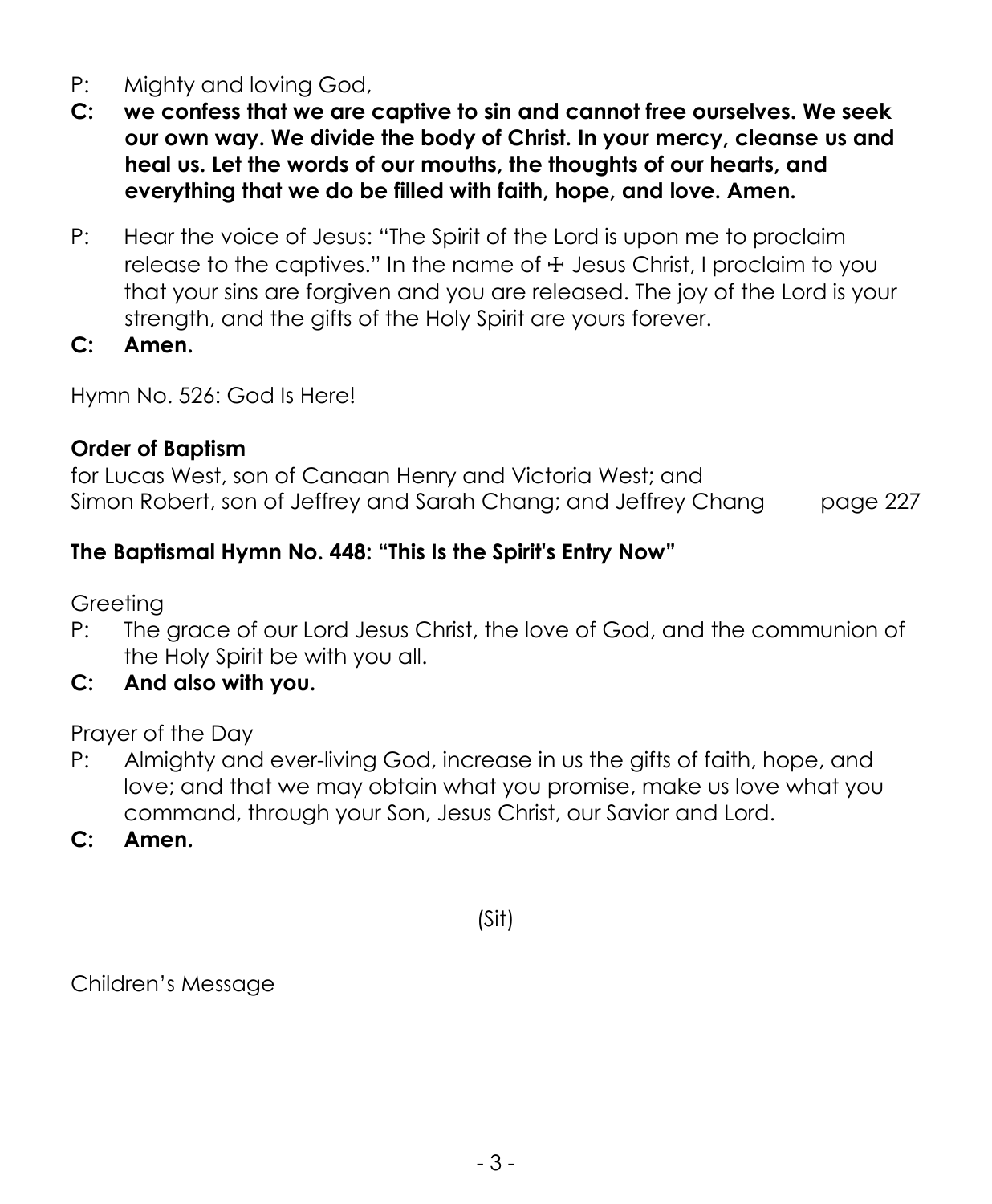P: Mighty and loving God,

**C: we confess that we are captive to sin and cannot free ourselves. We seek our own way. We divide the body of Christ. In your mercy, cleanse us and heal us. Let the words of our mouths, the thoughts of our hearts, and everything that we do be filled with faith, hope, and love. Amen.**

P: Hear the voice of Jesus: "The Spirit of the Lord is upon me to proclaim release to the captives." In the name of ☩ Jesus Christ, I proclaim to you that your sins are forgiven and you are released. The joy of the Lord is your strength, and the gifts of the Holy Spirit are yours forever.

**C: Amen.**

Hymn No. 526: God Is Here!

**Order of Baptism**
for Lucas West, son of Canaan Henry and Victoria West; and
Simon Robert, son of Jeffrey and Sarah Chang; and Jeffrey Chang page 227

**The Baptismal Hymn No. 448: "This Is the Spirit's Entry Now"**

Greeting

P: The grace of our Lord Jesus Christ, the love of God, and the communion of the Holy Spirit be with you all.

**C: And also with you.**

Prayer of the Day

P: Almighty and ever-living God, increase in us the gifts of faith, hope, and love; and that we may obtain what you promise, make us love what you command, through your Son, Jesus Christ, our Savior and Lord.

**C: Amen.**

(Sit)

Children's Message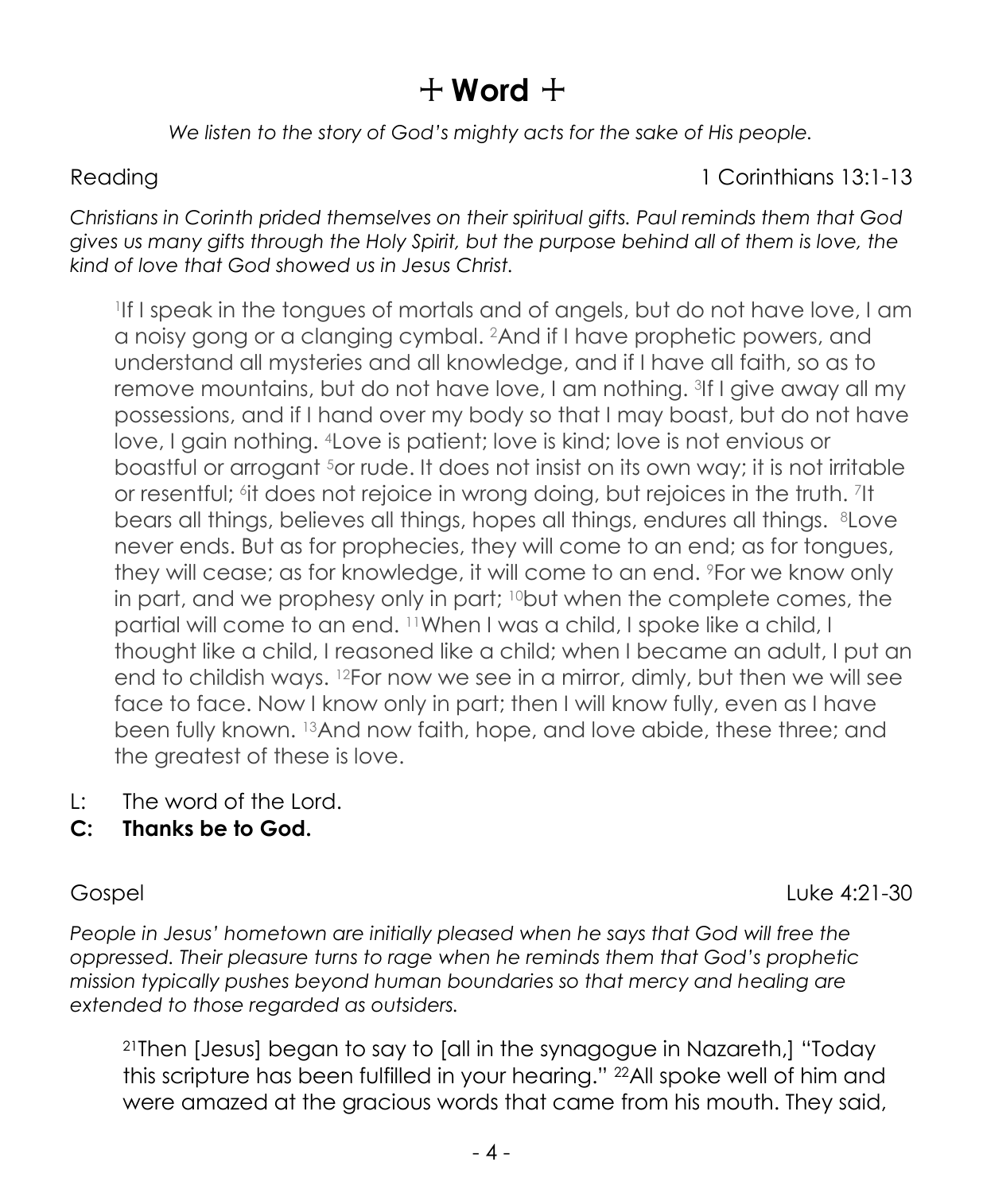# ☩ Word ☩

*We listen to the story of God's mighty acts for the sake of His people.*

Reading 1 Corinthians 13:1-13

*Christians in Corinth prided themselves on their spiritual gifts. Paul reminds them that God gives us many gifts through the Holy Spirit, but the purpose behind all of them is love, the kind of love that God showed us in Jesus Christ.*

[1]If I speak in the tongues of mortals and of angels, but do not have love, I am a noisy gong or a clanging cymbal. [2]And if I have prophetic powers, and understand all mysteries and all knowledge, and if I have all faith, so as to remove mountains, but do not have love, I am nothing. [3]If I give away all my possessions, and if I hand over my body so that I may boast, but do not have love, I gain nothing. [4]Love is patient; love is kind; love is not envious or boastful or arrogant [5]or rude. It does not insist on its own way; it is not irritable or resentful; [6]it does not rejoice in wrong doing, but rejoices in the truth. [7]It bears all things, believes all things, hopes all things, endures all things. [8]Love never ends. But as for prophecies, they will come to an end; as for tongues, they will cease; as for knowledge, it will come to an end. [9]For we know only in part, and we prophesy only in part; [10]but when the complete comes, the partial will come to an end. [11]When I was a child, I spoke like a child, I thought like a child, I reasoned like a child; when I became an adult, I put an end to childish ways. [12]For now we see in a mirror, dimly, but then we will see face to face. Now I know only in part; then I will know fully, even as I have been fully known. [13]And now faith, hope, and love abide, these three; and the greatest of these is love.

L: The word of the Lord.
**C: Thanks be to God.**

Gospel Luke 4:21-30

*People in Jesus' hometown are initially pleased when he says that God will free the oppressed. Their pleasure turns to rage when he reminds them that God's prophetic mission typically pushes beyond human boundaries so that mercy and healing are extended to those regarded as outsiders.*

[21]Then [Jesus] began to say to [all in the synagogue in Nazareth,] "Today this scripture has been fulfilled in your hearing." [22]All spoke well of him and were amazed at the gracious words that came from his mouth. They said,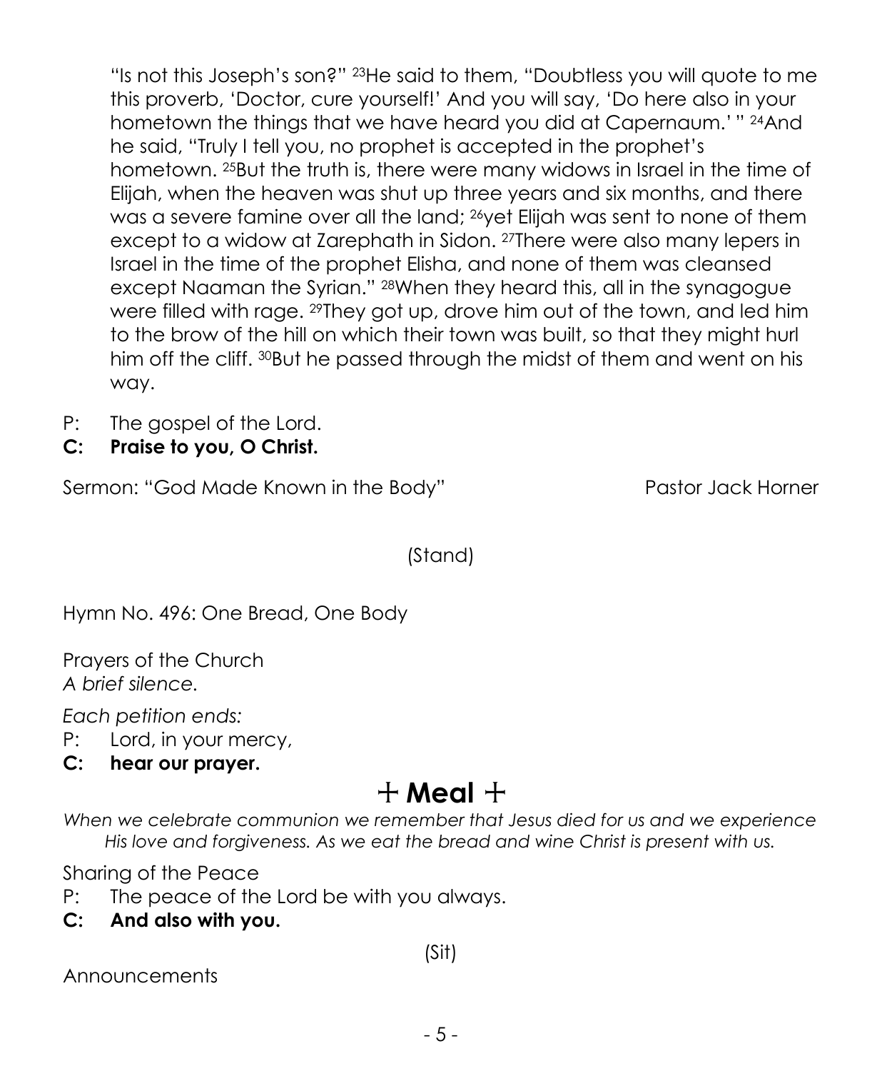"Is not this Joseph's son?" [23]He said to them, "Doubtless you will quote to me this proverb, 'Doctor, cure yourself!' And you will say, 'Do here also in your hometown the things that we have heard you did at Capernaum.' " [24]And he said, "Truly I tell you, no prophet is accepted in the prophet's hometown. [25]But the truth is, there were many widows in Israel in the time of Elijah, when the heaven was shut up three years and six months, and there was a severe famine over all the land; [26]yet Elijah was sent to none of them except to a widow at Zarephath in Sidon. [27]There were also many lepers in Israel in the time of the prophet Elisha, and none of them was cleansed except Naaman the Syrian." [28]When they heard this, all in the synagogue were filled with rage. [29]They got up, drove him out of the town, and led him to the brow of the hill on which their town was built, so that they might hurl him off the cliff. [30]But he passed through the midst of them and went on his way.

P: The gospel of the Lord.
**C: Praise to you, O Christ.**

Sermon: "God Made Known in the Body" Pastor Jack Horner

(Stand)

Hymn No. 496: One Bread, One Body

Prayers of the Church
*A brief silence.*

*Each petition ends:*
P: Lord, in your mercy,
**C: hear our prayer.**

# + Meal +

*When we celebrate communion we remember that Jesus died for us and we experience His love and forgiveness. As we eat the bread and wine Christ is present with us.*

Sharing of the Peace
P: The peace of the Lord be with you always.
**C: And also with you.**

(Sit)

Announcements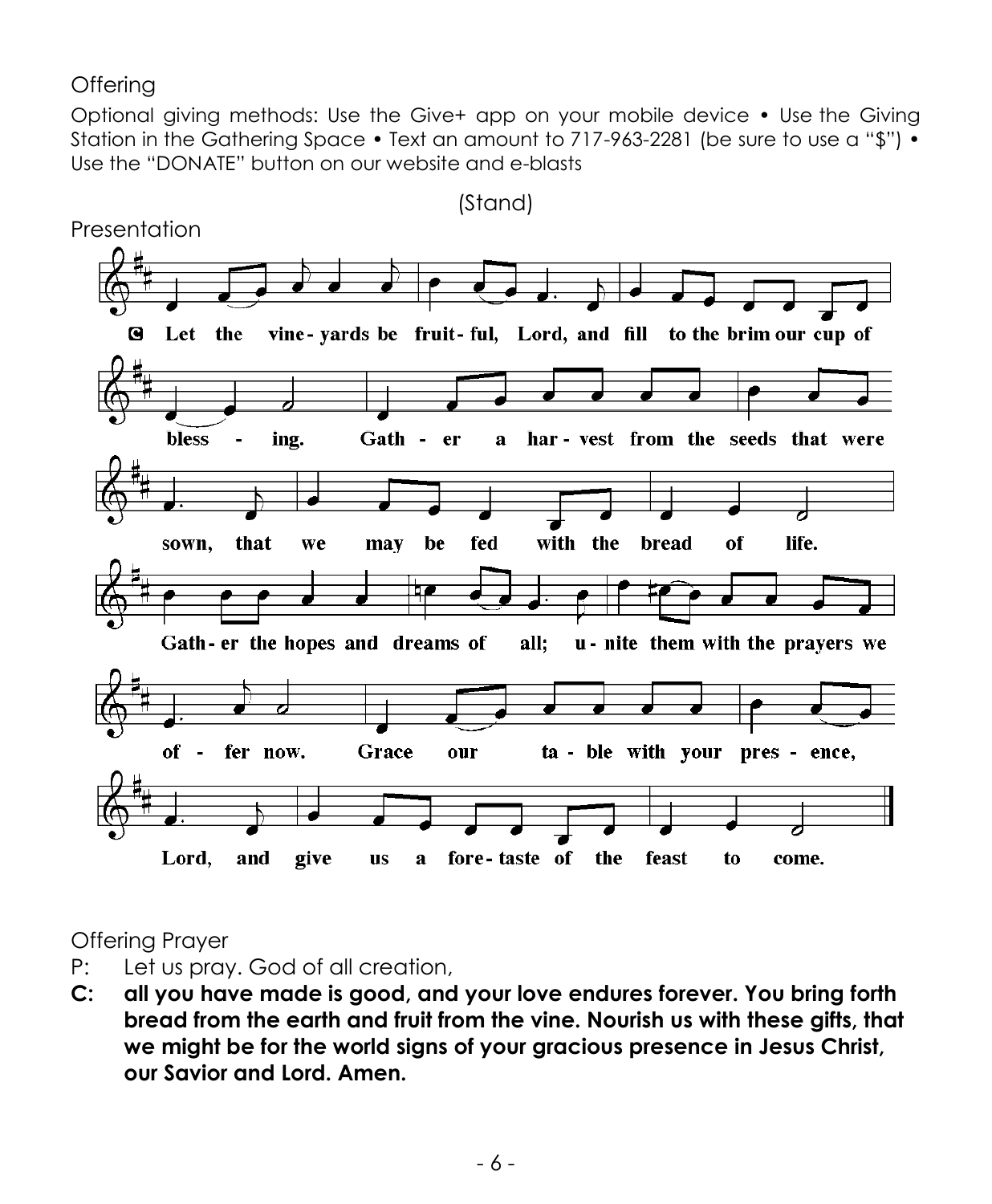Offering

Optional giving methods: Use the Give+ app on your mobile device • Use the Giving Station in the Gathering Space • Text an amount to 717-963-2281 (be sure to use a "$") • Use the "DONATE" button on our website and e-blasts

(Stand)

Presentation

**C** Let the vine-yards be fruit-ful, Lord, and fill to the brim our cup of bless-ing. Gath-er a har-vest from the seeds that were sown, that we may be fed with the bread of life. Gath-er the hopes and dreams of all; u-nite them with the prayers we of-fer now. Grace our ta-ble with your pres-ence, Lord, and give us a fore-taste of the feast to come.

Offering Prayer

P: Let us pray. God of all creation,

**C: all you have made is good, and your love endures forever. You bring forth bread from the earth and fruit from the vine. Nourish us with these gifts, that we might be for the world signs of your gracious presence in Jesus Christ, our Savior and Lord. Amen.**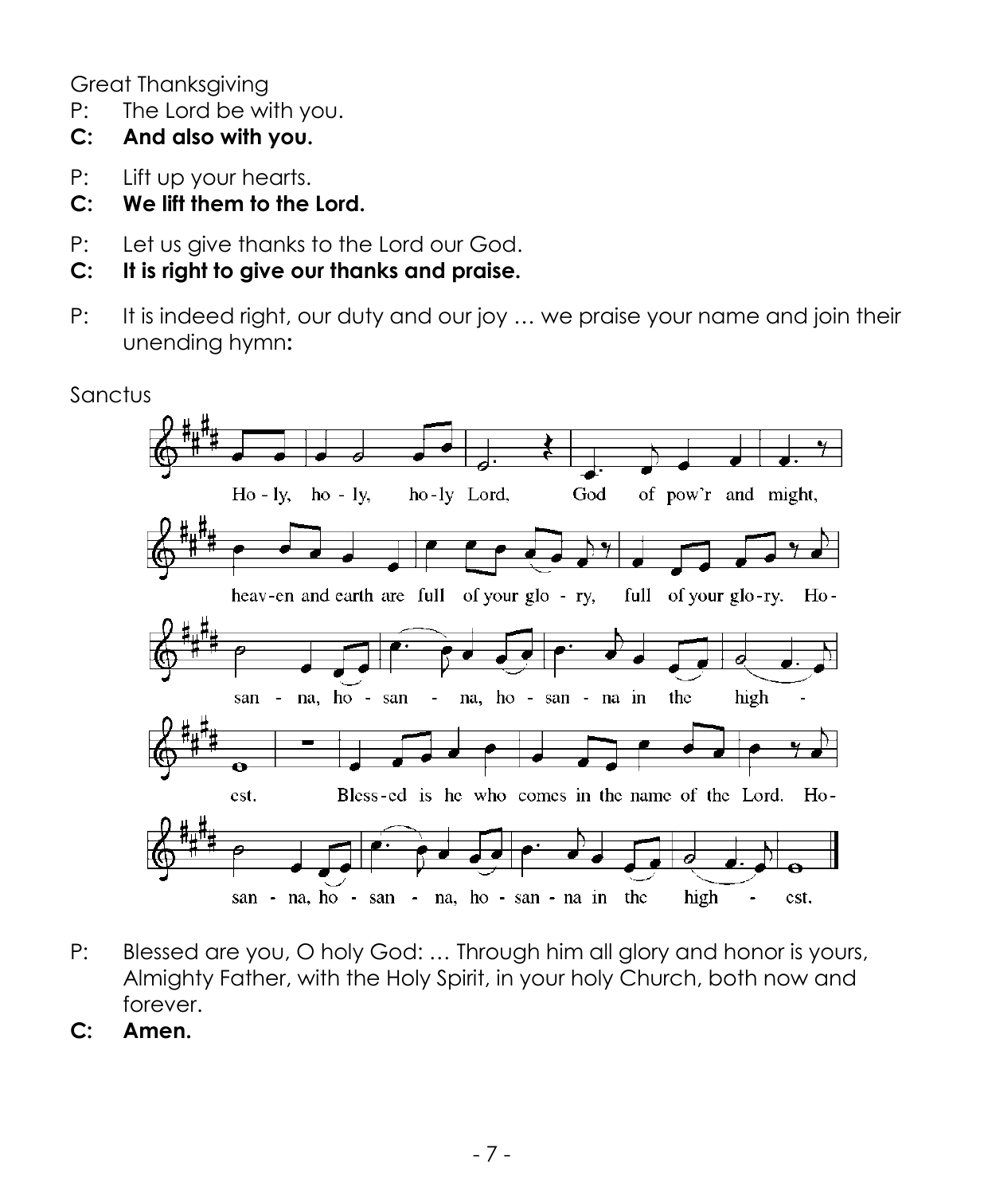Great Thanksgiving

P: The Lord be with you.

**C: And also with you.**

P: Lift up your hearts.

**C: We lift them to the Lord.**

P: Let us give thanks to the Lord our God.

**C: It is right to give our thanks and praise.**

P: It is indeed right, our duty and our joy … we praise your name and join their unending hymn**:**

Sanctus

Ho - ly, ho - ly, ho-ly Lord, God of pow'r and might,
heav-en and earth are full of your glo - ry, full of your glo-ry. Ho -
san - na, ho - san - na, ho - san - na in the high -
est. Bless-ed is he who comes in the name of the Lord. Ho -
san - na, ho - san - na, ho - san - na in the high - est.

P: Blessed are you, O holy God: … Through him all glory and honor is yours, Almighty Father, with the Holy Spirit, in your holy Church, both now and forever.

**C: Amen.**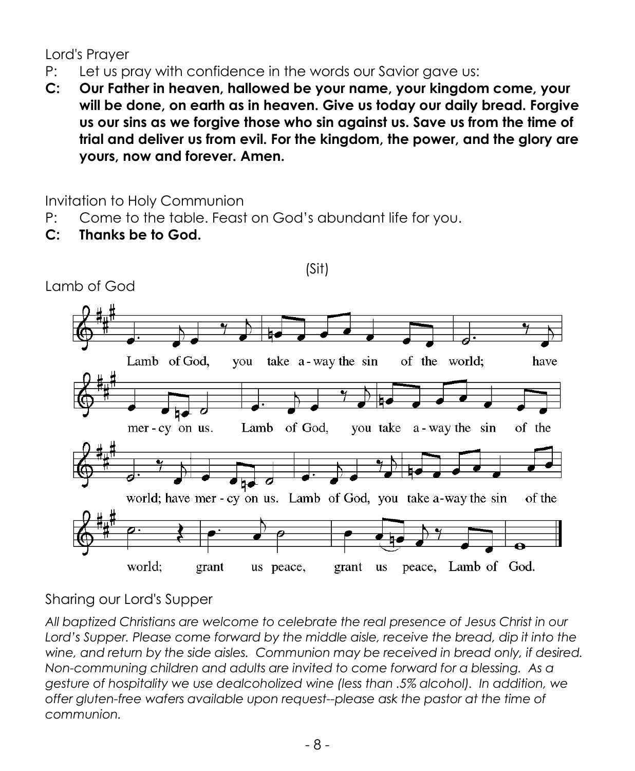Lord's Prayer

P: Let us pray with confidence in the words our Savior gave us:

**C: Our Father in heaven, hallowed be your name, your kingdom come, your will be done, on earth as in heaven. Give us today our daily bread. Forgive us our sins as we forgive those who sin against us. Save us from the time of trial and deliver us from evil. For the kingdom, the power, and the glory are yours, now and forever. Amen.**

Invitation to Holy Communion

P: Come to the table. Feast on God's abundant life for you.

**C: Thanks be to God.**

(Sit)

Lamb of God

Lamb of God, you take a-way the sin of the world; have mer-cy on us. Lamb of God, you take a-way the sin of the world; have mer-cy on us. Lamb of God, you take a-way the sin of the world; grant us peace, grant us peace, Lamb of God.

Sharing our Lord's Supper

*All baptized Christians are welcome to celebrate the real presence of Jesus Christ in our Lord's Supper. Please come forward by the middle aisle, receive the bread, dip it into the wine, and return by the side aisles. Communion may be received in bread only, if desired. Non-communing children and adults are invited to come forward for a blessing. As a gesture of hospitality we use dealcoholized wine (less than .5% alcohol). In addition, we offer gluten-free wafers available upon request--please ask the pastor at the time of communion.*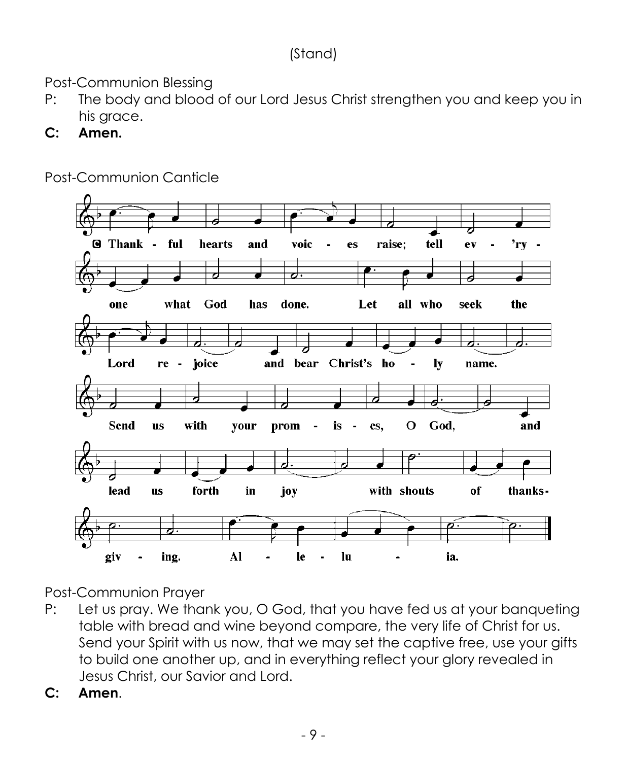(Stand)

Post-Communion Blessing

P: The body and blood of our Lord Jesus Christ strengthen you and keep you in his grace.

**C: Amen.**

Post-Communion Canticle

C Thank - ful hearts and voic - es raise; tell ev - 'ry - one what God has done. Let all who seek the Lord re - joice and bear Christ's ho - ly name. Send us with your prom - is - es, O God, and lead us forth in joy with shouts of thanks - giv - ing. Al - le - lu - ia.

Post-Communion Prayer

P: Let us pray. We thank you, O God, that you have fed us at your banqueting table with bread and wine beyond compare, the very life of Christ for us. Send your Spirit with us now, that we may set the captive free, use your gifts to build one another up, and in everything reflect your glory revealed in Jesus Christ, our Savior and Lord.

**C: Amen**.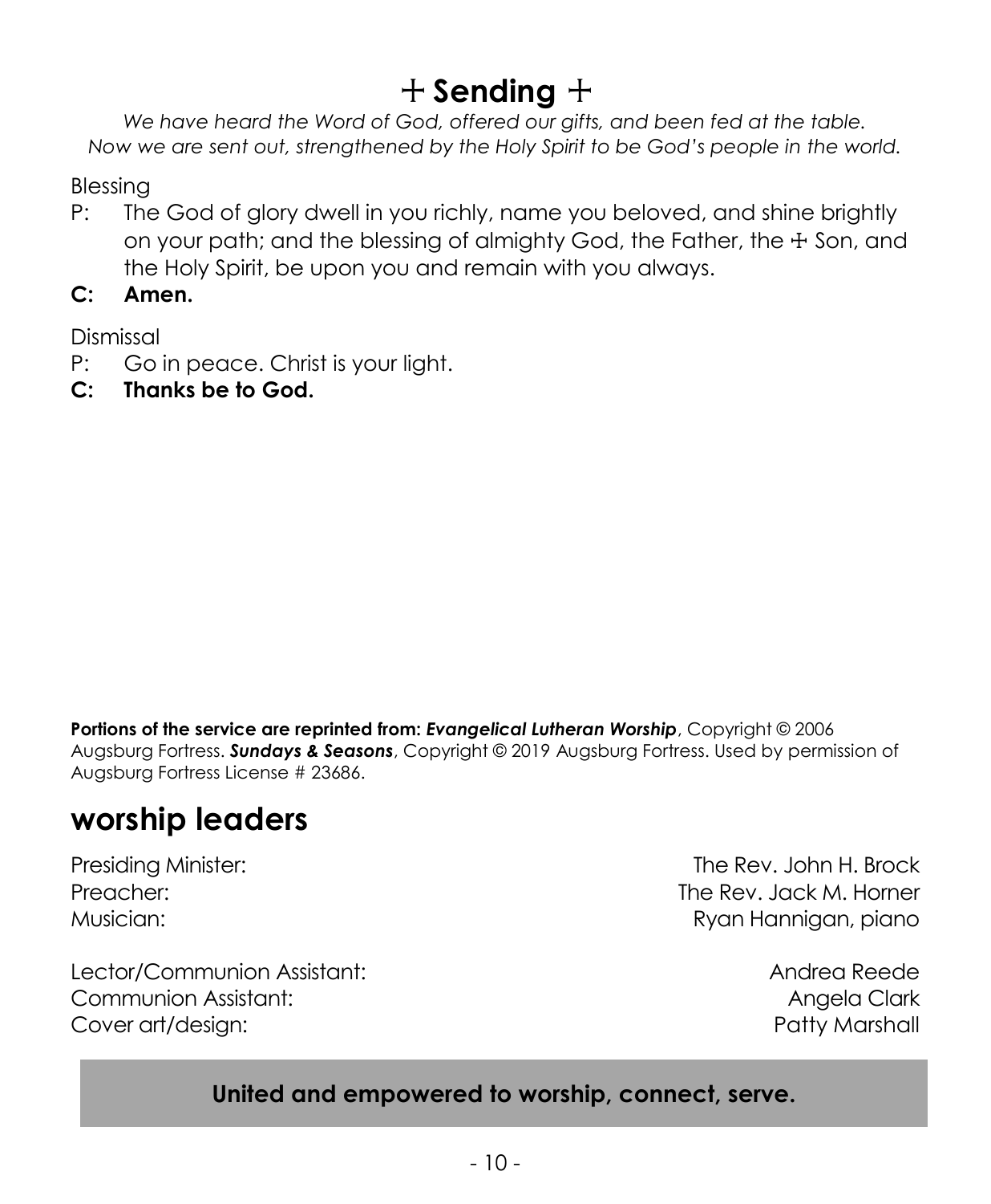# ☩ Sending ☩

*We have heard the Word of God, offered our gifts, and been fed at the table. Now we are sent out, strengthened by the Holy Spirit to be God's people in the world.*

Blessing

P: The God of glory dwell in you richly, name you beloved, and shine brightly on your path; and the blessing of almighty God, the Father, the ☩ Son, and the Holy Spirit, be upon you and remain with you always.

**C: Amen.**

Dismissal

P: Go in peace. Christ is your light.

**C: Thanks be to God.**

**Portions of the service are reprinted from:** ***Evangelical Lutheran Worship***, Copyright © 2006 Augsburg Fortress. ***Sundays & Seasons***, Copyright © 2019 Augsburg Fortress. Used by permission of Augsburg Fortress License # 23686.

## worship leaders

Presiding Minister: The Rev. John H. Brock
Preacher: The Rev. Jack M. Horner
Musician: Ryan Hannigan, piano

Lector/Communion Assistant: Andrea Reede
Communion Assistant: Angela Clark
Cover art/design: Patty Marshall

**United and empowered to worship, connect, serve.**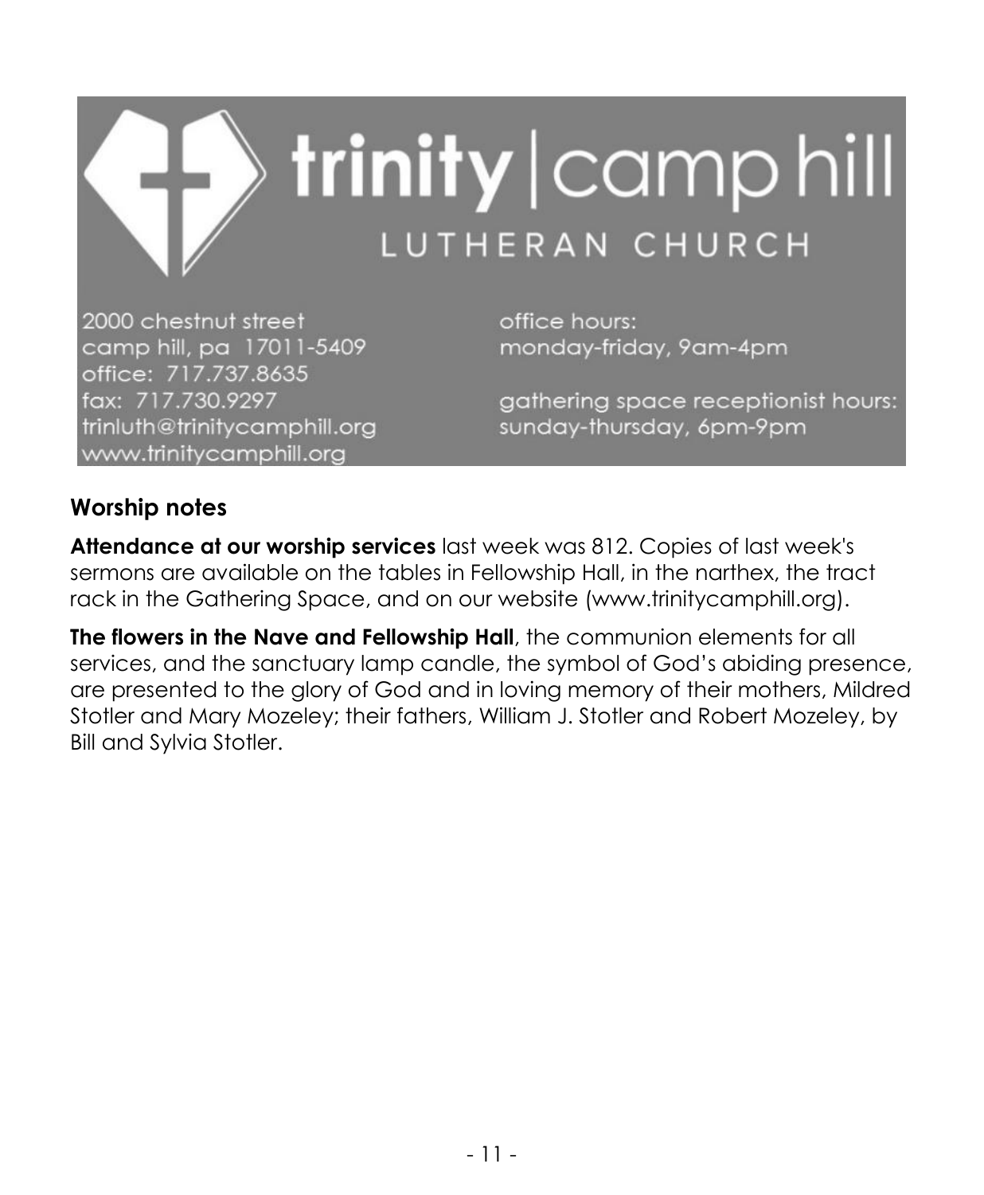# trinity | camp hill

LUTHERAN CHURCH

2000 chestnut street
camp hill, pa 17011-5409
office: 717.737.8635
fax: 717.730.9297
trinluth@trinitycamphill.org
www.trinitycamphill.org

office hours:
monday-friday, 9am-4pm

gathering space receptionist hours:
sunday-thursday, 6pm-9pm

## Worship notes

**Attendance at our worship services** last week was 812. Copies of last week's sermons are available on the tables in Fellowship Hall, in the narthex, the tract rack in the Gathering Space, and on our website (www.trinitycamphill.org).

**The flowers in the Nave and Fellowship Hall**, the communion elements for all services, and the sanctuary lamp candle, the symbol of God's abiding presence, are presented to the glory of God and in loving memory of their mothers, Mildred Stotler and Mary Mozeley; their fathers, William J. Stotler and Robert Mozeley, by Bill and Sylvia Stotler.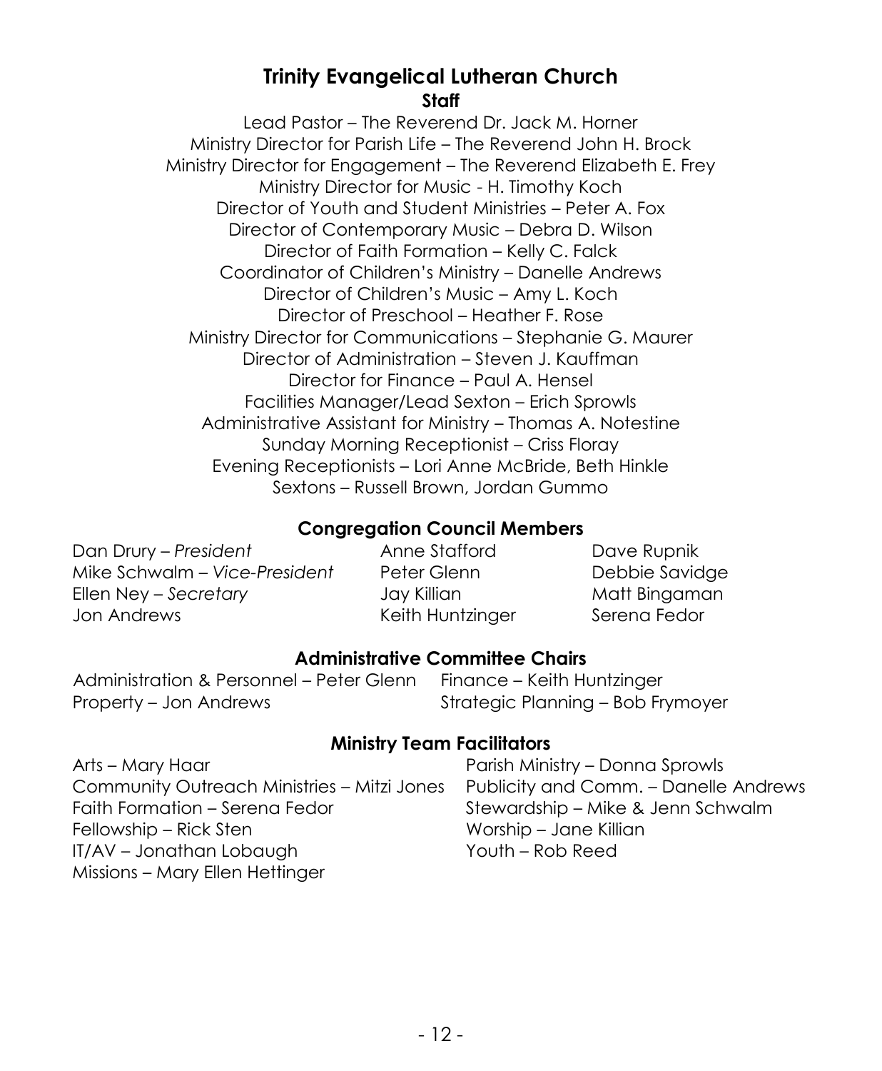# Trinity Evangelical Lutheran Church

## Staff

Lead Pastor – The Reverend Dr. Jack M. Horner
Ministry Director for Parish Life – The Reverend John H. Brock
Ministry Director for Engagement – The Reverend Elizabeth E. Frey
Ministry Director for Music - H. Timothy Koch
Director of Youth and Student Ministries – Peter A. Fox
Director of Contemporary Music – Debra D. Wilson
Director of Faith Formation – Kelly C. Falck
Coordinator of Children's Ministry – Danelle Andrews
Director of Children's Music – Amy L. Koch
Director of Preschool – Heather F. Rose
Ministry Director for Communications – Stephanie G. Maurer
Director of Administration – Steven J. Kauffman
Director for Finance – Paul A. Hensel
Facilities Manager/Lead Sexton – Erich Sprowls
Administrative Assistant for Ministry – Thomas A. Notestine
Sunday Morning Receptionist – Criss Floray
Evening Receptionists – Lori Anne McBride, Beth Hinkle
Sextons – Russell Brown, Jordan Gummo

## Congregation Council Members

Dan Drury – *President*
Mike Schwalm – *Vice-President*
Ellen Ney – *Secretary*
Jon Andrews
Anne Stafford
Peter Glenn
Jay Killian
Keith Huntzinger
Dave Rupnik
Debbie Savidge
Matt Bingaman
Serena Fedor

## Administrative Committee Chairs

Administration & Personnel – Peter Glenn
Property – Jon Andrews
Finance – Keith Huntzinger
Strategic Planning – Bob Frymoyer

## Ministry Team Facilitators

Arts – Mary Haar
Community Outreach Ministries – Mitzi Jones
Faith Formation – Serena Fedor
Fellowship – Rick Sten
IT/AV – Jonathan Lobaugh
Missions – Mary Ellen Hettinger
Parish Ministry – Donna Sprowls
Publicity and Comm. – Danelle Andrews
Stewardship – Mike & Jenn Schwalm
Worship – Jane Killian
Youth – Rob Reed